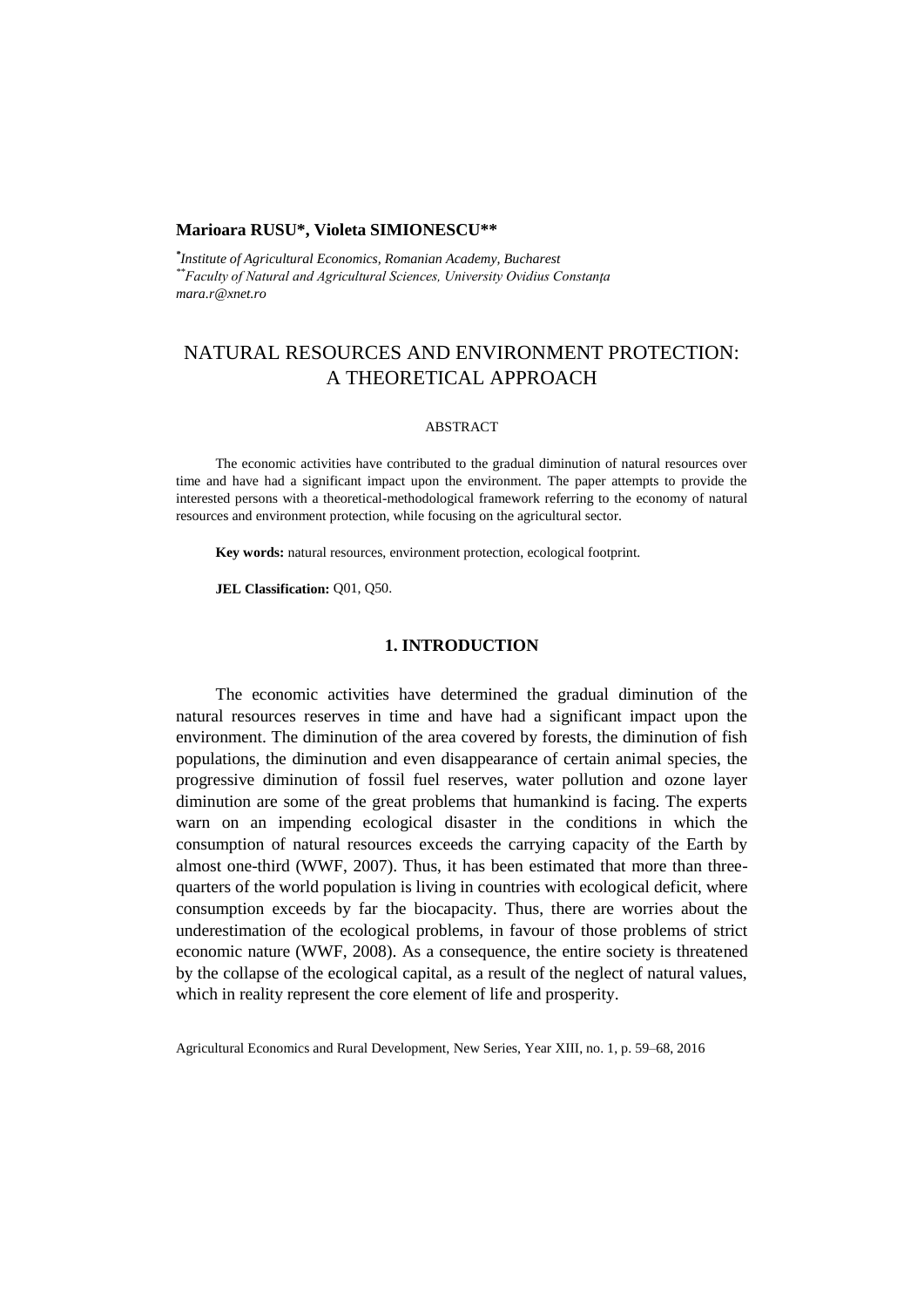**Marioara RUSU\*, Violeta SIMIONESCU\*\***

*\*Institute of Agricultural Economics, Romanian Academy, Bucharest*
*\*\*Faculty of Natural and Agricultural Sciences, University Ovidius Constanța*
*mara.r@xnet.ro*

# NATURAL RESOURCES AND ENVIRONMENT PROTECTION: A THEORETICAL APPROACH

ABSTRACT

The economic activities have contributed to the gradual diminution of natural resources over time and have had a significant impact upon the environment. The paper attempts to provide the interested persons with a theoretical-methodological framework referring to the economy of natural resources and environment protection, while focusing on the agricultural sector.

**Key words:** natural resources, environment protection, ecological footprint.

**JEL Classification:** Q01, Q50.

## 1. INTRODUCTION

The economic activities have determined the gradual diminution of the natural resources reserves in time and have had a significant impact upon the environment. The diminution of the area covered by forests, the diminution of fish populations, the diminution and even disappearance of certain animal species, the progressive diminution of fossil fuel reserves, water pollution and ozone layer diminution are some of the great problems that humankind is facing. The experts warn on an impending ecological disaster in the conditions in which the consumption of natural resources exceeds the carrying capacity of the Earth by almost one-third (WWF, 2007). Thus, it has been estimated that more than three-quarters of the world population is living in countries with ecological deficit, where consumption exceeds by far the biocapacity. Thus, there are worries about the underestimation of the ecological problems, in favour of those problems of strict economic nature (WWF, 2008). As a consequence, the entire society is threatened by the collapse of the ecological capital, as a result of the neglect of natural values, which in reality represent the core element of life and prosperity.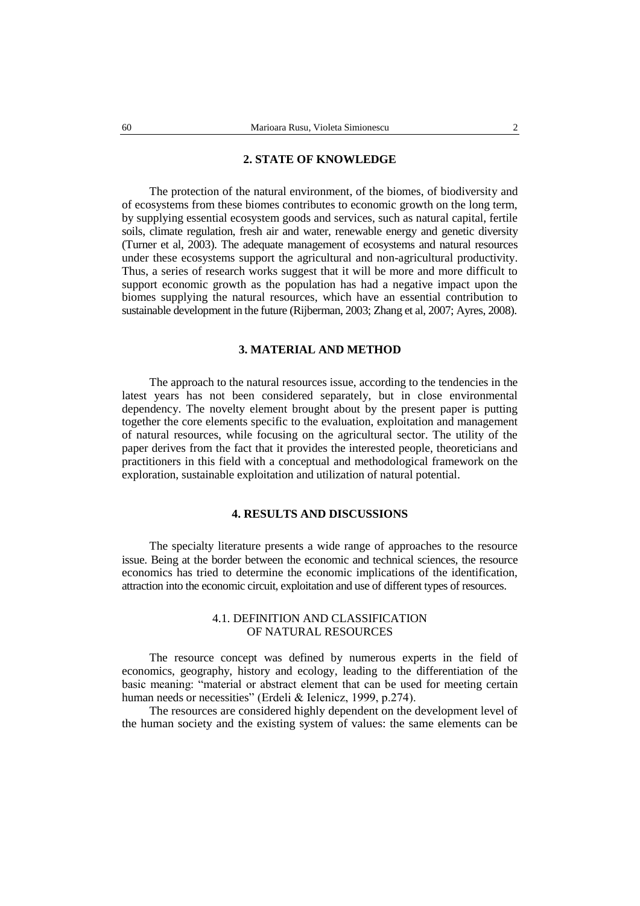## 2. STATE OF KNOWLEDGE

The protection of the natural environment, of the biomes, of biodiversity and of ecosystems from these biomes contributes to economic growth on the long term, by supplying essential ecosystem goods and services, such as natural capital, fertile soils, climate regulation, fresh air and water, renewable energy and genetic diversity (Turner et al, 2003). The adequate management of ecosystems and natural resources under these ecosystems support the agricultural and non-agricultural productivity. Thus, a series of research works suggest that it will be more and more difficult to support economic growth as the population has had a negative impact upon the biomes supplying the natural resources, which have an essential contribution to sustainable development in the future (Rijberman, 2003; Zhang et al, 2007; Ayres, 2008).

## 3. MATERIAL AND METHOD

The approach to the natural resources issue, according to the tendencies in the latest years has not been considered separately, but in close environmental dependency. The novelty element brought about by the present paper is putting together the core elements specific to the evaluation, exploitation and management of natural resources, while focusing on the agricultural sector. The utility of the paper derives from the fact that it provides the interested people, theoreticians and practitioners in this field with a conceptual and methodological framework on the exploration, sustainable exploitation and utilization of natural potential.

## 4. RESULTS AND DISCUSSIONS

The specialty literature presents a wide range of approaches to the resource issue. Being at the border between the economic and technical sciences, the resource economics has tried to determine the economic implications of the identification, attraction into the economic circuit, exploitation and use of different types of resources.

### 4.1. DEFINITION AND CLASSIFICATION OF NATURAL RESOURCES

The resource concept was defined by numerous experts in the field of economics, geography, history and ecology, leading to the differentiation of the basic meaning: "material or abstract element that can be used for meeting certain human needs or necessities" (Erdeli & Ielenicz, 1999, p.274).

The resources are considered highly dependent on the development level of the human society and the existing system of values: the same elements can be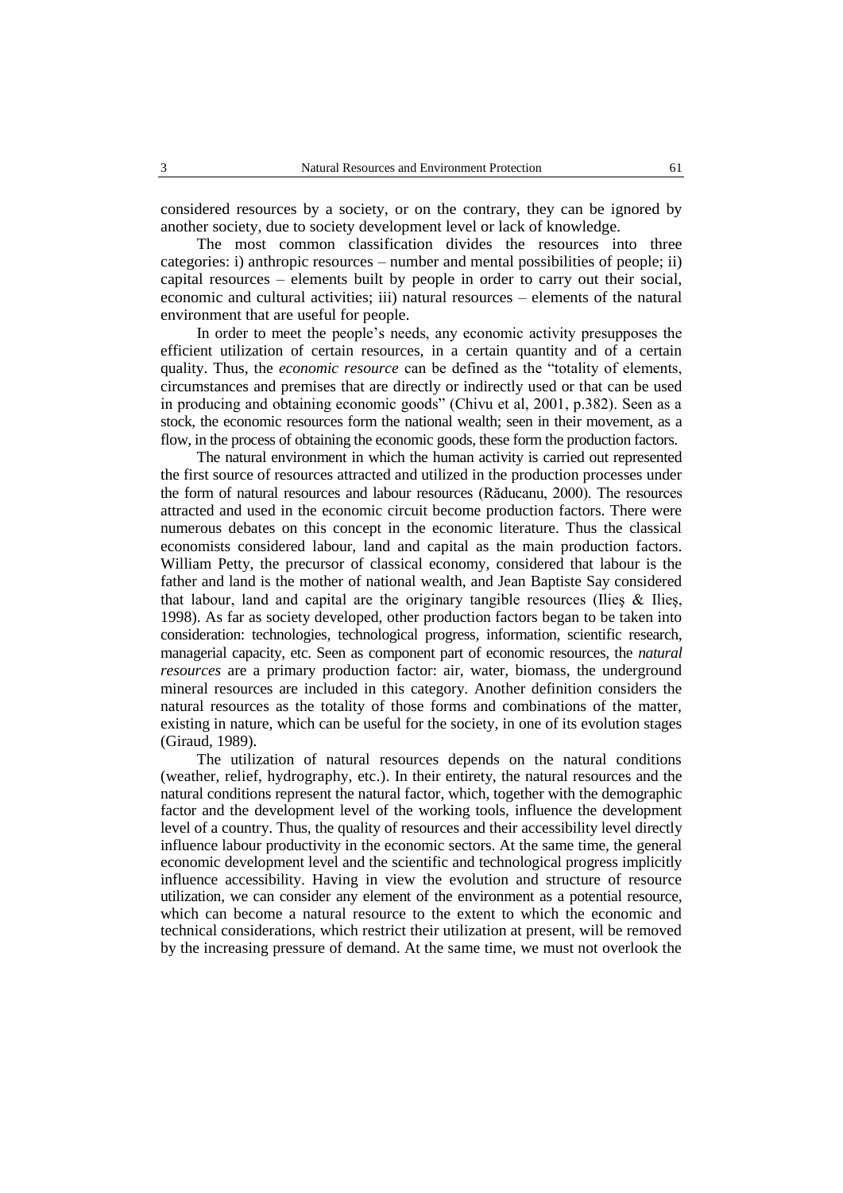considered resources by a society, or on the contrary, they can be ignored by another society, due to society development level or lack of knowledge.

The most common classification divides the resources into three categories: i) anthropic resources – number and mental possibilities of people; ii) capital resources – elements built by people in order to carry out their social, economic and cultural activities; iii) natural resources – elements of the natural environment that are useful for people.

In order to meet the people's needs, any economic activity presupposes the efficient utilization of certain resources, in a certain quantity and of a certain quality. Thus, the *economic resource* can be defined as the "totality of elements, circumstances and premises that are directly or indirectly used or that can be used in producing and obtaining economic goods" (Chivu et al, 2001, p.382). Seen as a stock, the economic resources form the national wealth; seen in their movement, as a flow, in the process of obtaining the economic goods, these form the production factors.

The natural environment in which the human activity is carried out represented the first source of resources attracted and utilized in the production processes under the form of natural resources and labour resources (Răducanu, 2000). The resources attracted and used in the economic circuit become production factors. There were numerous debates on this concept in the economic literature. Thus the classical economists considered labour, land and capital as the main production factors. William Petty, the precursor of classical economy, considered that labour is the father and land is the mother of national wealth, and Jean Baptiste Say considered that labour, land and capital are the originary tangible resources (Ilieş & Ilieş, 1998). As far as society developed, other production factors began to be taken into consideration: technologies, technological progress, information, scientific research, managerial capacity, etc. Seen as component part of economic resources, the *natural resources* are a primary production factor: air, water, biomass, the underground mineral resources are included in this category. Another definition considers the natural resources as the totality of those forms and combinations of the matter, existing in nature, which can be useful for the society, in one of its evolution stages (Giraud, 1989).

The utilization of natural resources depends on the natural conditions (weather, relief, hydrography, etc.). In their entirety, the natural resources and the natural conditions represent the natural factor, which, together with the demographic factor and the development level of the working tools, influence the development level of a country. Thus, the quality of resources and their accessibility level directly influence labour productivity in the economic sectors. At the same time, the general economic development level and the scientific and technological progress implicitly influence accessibility. Having in view the evolution and structure of resource utilization, we can consider any element of the environment as a potential resource, which can become a natural resource to the extent to which the economic and technical considerations, which restrict their utilization at present, will be removed by the increasing pressure of demand. At the same time, we must not overlook the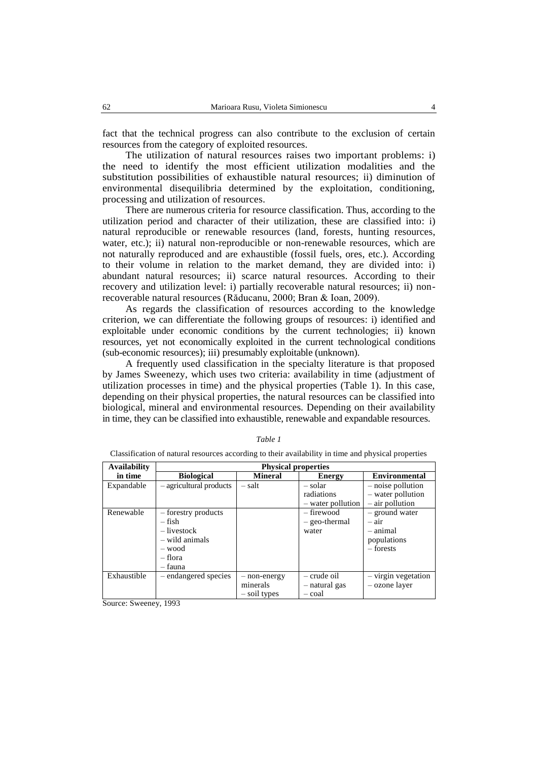fact that the technical progress can also contribute to the exclusion of certain resources from the category of exploited resources.

The utilization of natural resources raises two important problems: i) the need to identify the most efficient utilization modalities and the substitution possibilities of exhaustible natural resources; ii) diminution of environmental disequilibria determined by the exploitation, conditioning, processing and utilization of resources.

There are numerous criteria for resource classification. Thus, according to the utilization period and character of their utilization, these are classified into: i) natural reproducible or renewable resources (land, forests, hunting resources, water, etc.); ii) natural non-reproducible or non-renewable resources, which are not naturally reproduced and are exhaustible (fossil fuels, ores, etc.). According to their volume in relation to the market demand, they are divided into: i) abundant natural resources; ii) scarce natural resources. According to their recovery and utilization level: i) partially recoverable natural resources; ii) non-recoverable natural resources (Răducanu, 2000; Bran & Ioan, 2009).

As regards the classification of resources according to the knowledge criterion, we can differentiate the following groups of resources: i) identified and exploitable under economic conditions by the current technologies; ii) known resources, yet not economically exploited in the current technological conditions (sub-economic resources); iii) presumably exploitable (unknown).

A frequently used classification in the specialty literature is that proposed by James Sweenezy, which uses two criteria: availability in time (adjustment of utilization processes in time) and the physical properties (Table 1). In this case, depending on their physical properties, the natural resources can be classified into biological, mineral and environmental resources. Depending on their availability in time, they can be classified into exhaustible, renewable and expandable resources.

*Table 1*

Classification of natural resources according to their availability in time and physical properties

| Availability in time | Physical properties | | | |
|---|---|---|---|---|
| | **Biological** | **Mineral** | **Energy** | **Environmental** |
| Expandable | – agricultural products | – salt | – solar radiations<br>– water pollution | – noise pollution<br>– water pollution<br>– air pollution |
| Renewable | – forestry products<br>– fish<br>– livestock<br>– wild animals<br>– wood<br>– flora<br>– fauna | | – firewood<br>– geo-thermal water | – ground water<br>– air<br>– animal populations<br>– forests |
| Exhaustible | – endangered species | – non-energy minerals<br>– soil types | – crude oil<br>– natural gas<br>– coal | – virgin vegetation<br>– ozone layer |

Source: Sweeney, 1993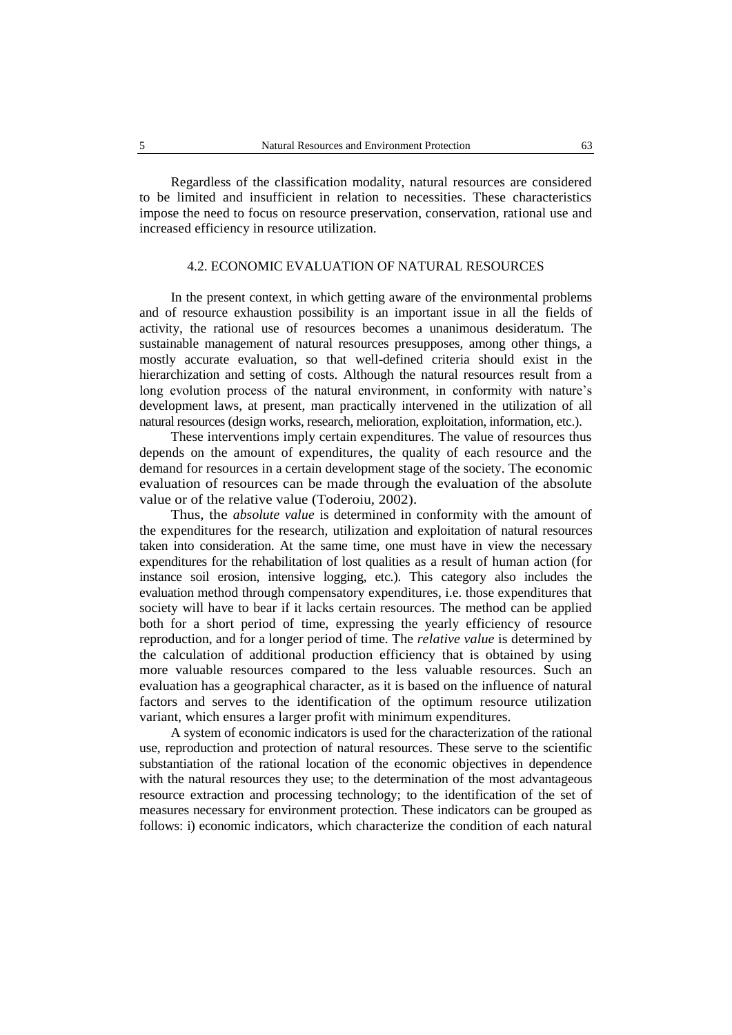Regardless of the classification modality, natural resources are considered to be limited and insufficient in relation to necessities. These characteristics impose the need to focus on resource preservation, conservation, rational use and increased efficiency in resource utilization.

## 4.2. ECONOMIC EVALUATION OF NATURAL RESOURCES

In the present context, in which getting aware of the environmental problems and of resource exhaustion possibility is an important issue in all the fields of activity, the rational use of resources becomes a unanimous desideratum. The sustainable management of natural resources presupposes, among other things, a mostly accurate evaluation, so that well-defined criteria should exist in the hierarchization and setting of costs. Although the natural resources result from a long evolution process of the natural environment, in conformity with nature's development laws, at present, man practically intervened in the utilization of all natural resources (design works, research, melioration, exploitation, information, etc.).

These interventions imply certain expenditures. The value of resources thus depends on the amount of expenditures, the quality of each resource and the demand for resources in a certain development stage of the society. The economic evaluation of resources can be made through the evaluation of the absolute value or of the relative value (Toderoiu, 2002).

Thus, the *absolute value* is determined in conformity with the amount of the expenditures for the research, utilization and exploitation of natural resources taken into consideration. At the same time, one must have in view the necessary expenditures for the rehabilitation of lost qualities as a result of human action (for instance soil erosion, intensive logging, etc.). This category also includes the evaluation method through compensatory expenditures, i.e. those expenditures that society will have to bear if it lacks certain resources. The method can be applied both for a short period of time, expressing the yearly efficiency of resource reproduction, and for a longer period of time. The *relative value* is determined by the calculation of additional production efficiency that is obtained by using more valuable resources compared to the less valuable resources. Such an evaluation has a geographical character, as it is based on the influence of natural factors and serves to the identification of the optimum resource utilization variant, which ensures a larger profit with minimum expenditures.

A system of economic indicators is used for the characterization of the rational use, reproduction and protection of natural resources. These serve to the scientific substantiation of the rational location of the economic objectives in dependence with the natural resources they use; to the determination of the most advantageous resource extraction and processing technology; to the identification of the set of measures necessary for environment protection. These indicators can be grouped as follows: i) economic indicators, which characterize the condition of each natural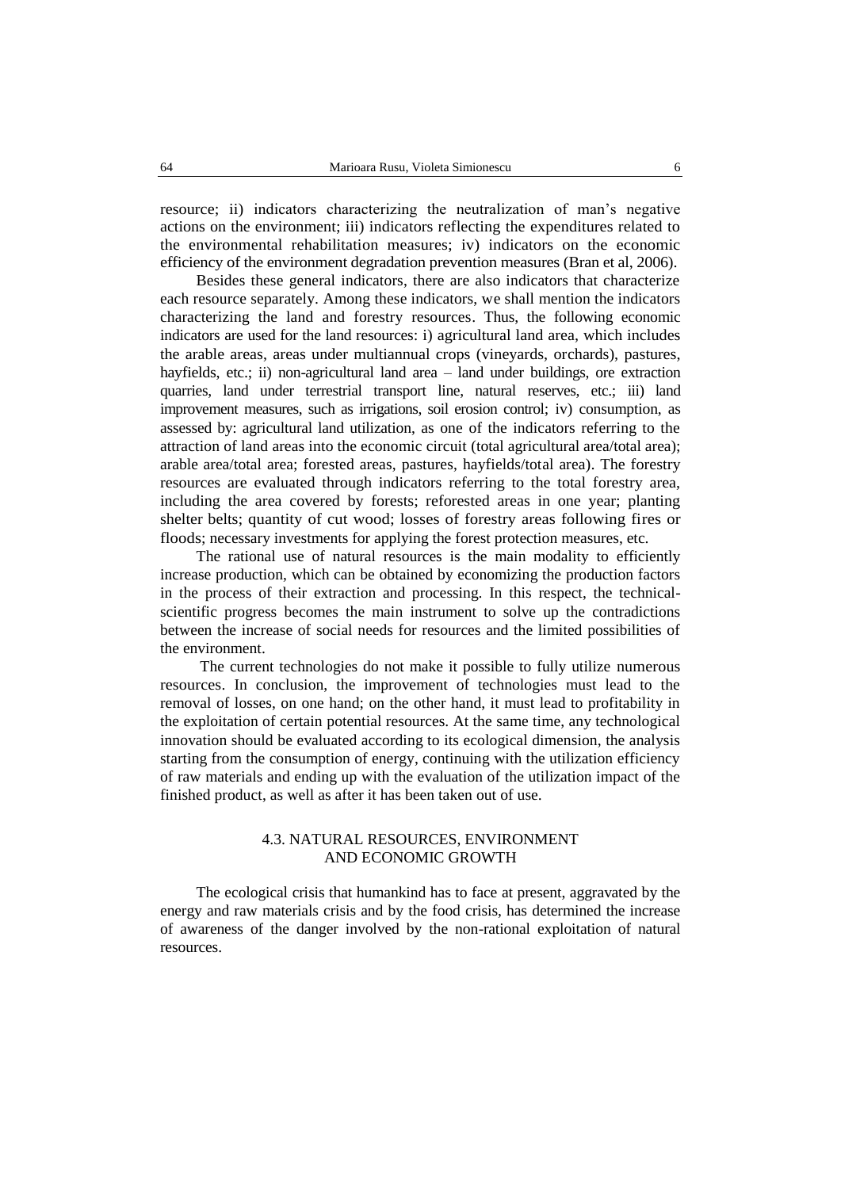resource; ii) indicators characterizing the neutralization of man's negative actions on the environment; iii) indicators reflecting the expenditures related to the environmental rehabilitation measures; iv) indicators on the economic efficiency of the environment degradation prevention measures (Bran et al, 2006).

Besides these general indicators, there are also indicators that characterize each resource separately. Among these indicators, we shall mention the indicators characterizing the land and forestry resources. Thus, the following economic indicators are used for the land resources: i) agricultural land area, which includes the arable areas, areas under multiannual crops (vineyards, orchards), pastures, hayfields, etc.; ii) non-agricultural land area – land under buildings, ore extraction quarries, land under terrestrial transport line, natural reserves, etc.; iii) land improvement measures, such as irrigations, soil erosion control; iv) consumption, as assessed by: agricultural land utilization, as one of the indicators referring to the attraction of land areas into the economic circuit (total agricultural area/total area); arable area/total area; forested areas, pastures, hayfields/total area). The forestry resources are evaluated through indicators referring to the total forestry area, including the area covered by forests; reforested areas in one year; planting shelter belts; quantity of cut wood; losses of forestry areas following fires or floods; necessary investments for applying the forest protection measures, etc.

The rational use of natural resources is the main modality to efficiently increase production, which can be obtained by economizing the production factors in the process of their extraction and processing. In this respect, the technical-scientific progress becomes the main instrument to solve up the contradictions between the increase of social needs for resources and the limited possibilities of the environment.

The current technologies do not make it possible to fully utilize numerous resources. In conclusion, the improvement of technologies must lead to the removal of losses, on one hand; on the other hand, it must lead to profitability in the exploitation of certain potential resources. At the same time, any technological innovation should be evaluated according to its ecological dimension, the analysis starting from the consumption of energy, continuing with the utilization efficiency of raw materials and ending up with the evaluation of the utilization impact of the finished product, as well as after it has been taken out of use.

### 4.3. NATURAL RESOURCES, ENVIRONMENT AND ECONOMIC GROWTH

The ecological crisis that humankind has to face at present, aggravated by the energy and raw materials crisis and by the food crisis, has determined the increase of awareness of the danger involved by the non-rational exploitation of natural resources.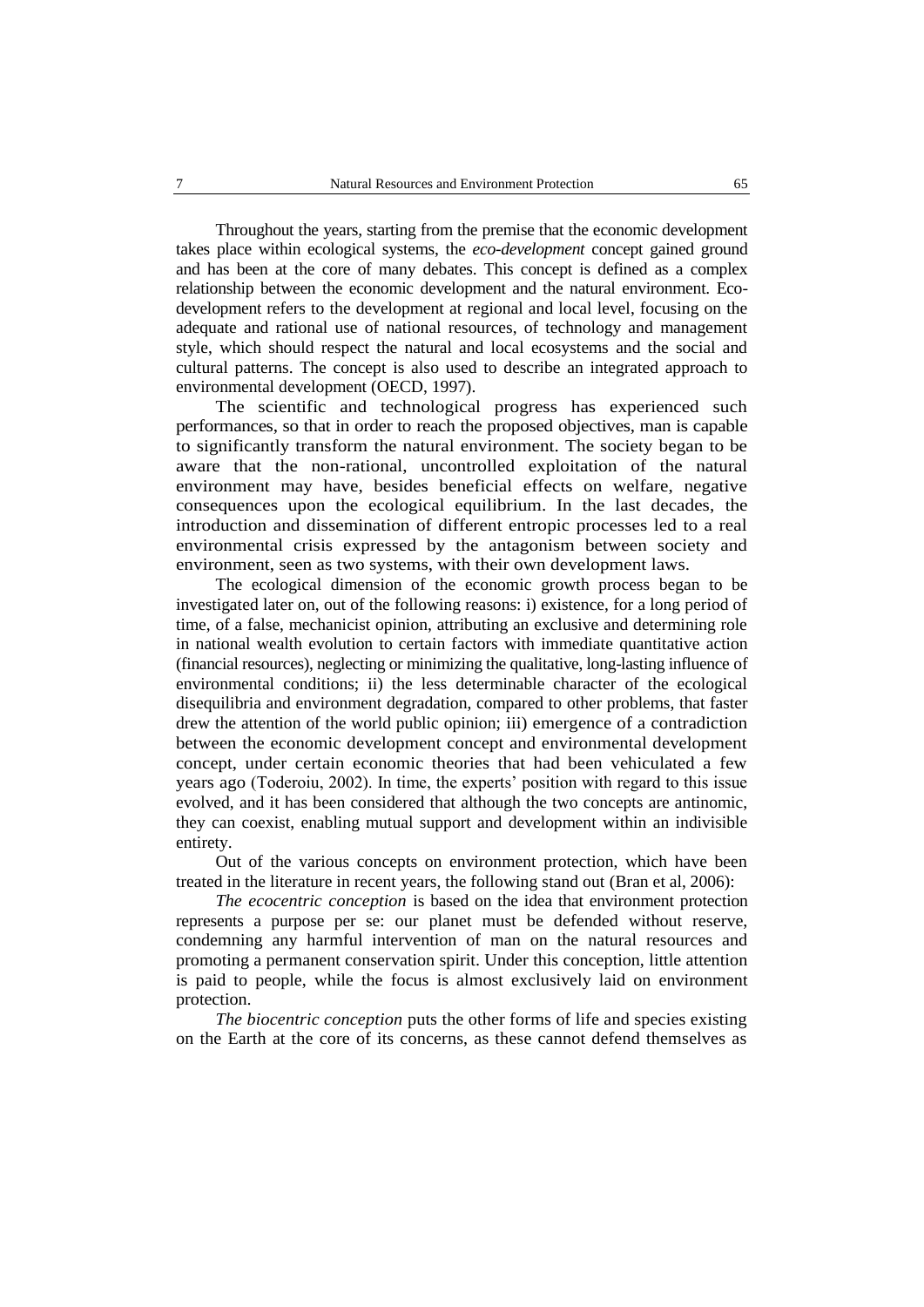Throughout the years, starting from the premise that the economic development takes place within ecological systems, the *eco-development* concept gained ground and has been at the core of many debates. This concept is defined as a complex relationship between the economic development and the natural environment. Eco-development refers to the development at regional and local level, focusing on the adequate and rational use of national resources, of technology and management style, which should respect the natural and local ecosystems and the social and cultural patterns. The concept is also used to describe an integrated approach to environmental development (OECD, 1997).

The scientific and technological progress has experienced such performances, so that in order to reach the proposed objectives, man is capable to significantly transform the natural environment. The society began to be aware that the non-rational, uncontrolled exploitation of the natural environment may have, besides beneficial effects on welfare, negative consequences upon the ecological equilibrium. In the last decades, the introduction and dissemination of different entropic processes led to a real environmental crisis expressed by the antagonism between society and environment, seen as two systems, with their own development laws.

The ecological dimension of the economic growth process began to be investigated later on, out of the following reasons: i) existence, for a long period of time, of a false, mechanicist opinion, attributing an exclusive and determining role in national wealth evolution to certain factors with immediate quantitative action (financial resources), neglecting or minimizing the qualitative, long-lasting influence of environmental conditions; ii) the less determinable character of the ecological disequilibria and environment degradation, compared to other problems, that faster drew the attention of the world public opinion; iii) emergence of a contradiction between the economic development concept and environmental development concept, under certain economic theories that had been vehiculated a few years ago (Toderoiu, 2002). In time, the experts' position with regard to this issue evolved, and it has been considered that although the two concepts are antinomic, they can coexist, enabling mutual support and development within an indivisible entirety.

Out of the various concepts on environment protection, which have been treated in the literature in recent years, the following stand out (Bran et al, 2006):

*The ecocentric conception* is based on the idea that environment protection represents a purpose per se: our planet must be defended without reserve, condemning any harmful intervention of man on the natural resources and promoting a permanent conservation spirit. Under this conception, little attention is paid to people, while the focus is almost exclusively laid on environment protection.

*The biocentric conception* puts the other forms of life and species existing on the Earth at the core of its concerns, as these cannot defend themselves as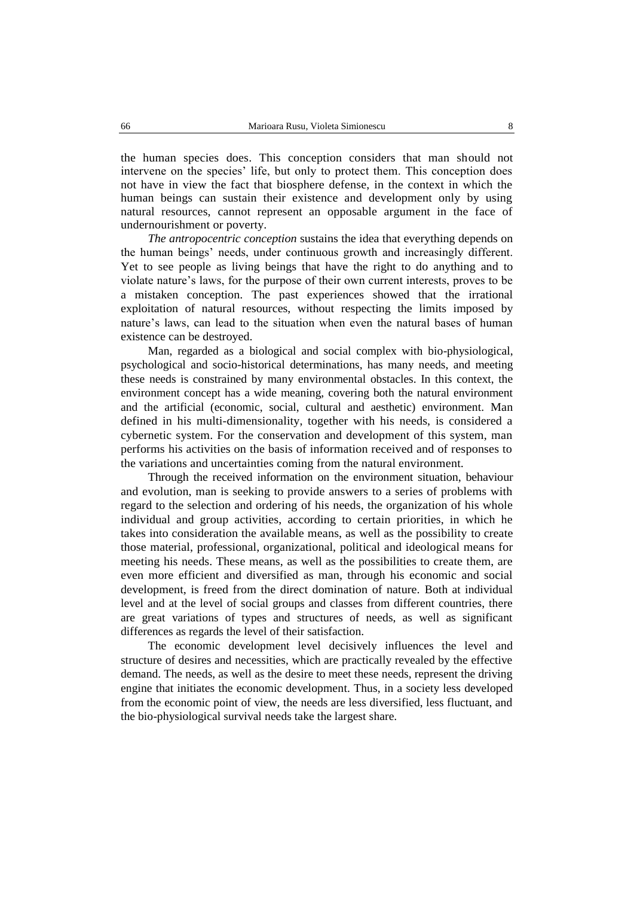the human species does. This conception considers that man should not intervene on the species' life, but only to protect them. This conception does not have in view the fact that biosphere defense, in the context in which the human beings can sustain their existence and development only by using natural resources, cannot represent an opposable argument in the face of undernourishment or poverty.

*The antropocentric conception* sustains the idea that everything depends on the human beings' needs, under continuous growth and increasingly different. Yet to see people as living beings that have the right to do anything and to violate nature's laws, for the purpose of their own current interests, proves to be a mistaken conception. The past experiences showed that the irrational exploitation of natural resources, without respecting the limits imposed by nature's laws, can lead to the situation when even the natural bases of human existence can be destroyed.

Man, regarded as a biological and social complex with bio-physiological, psychological and socio-historical determinations, has many needs, and meeting these needs is constrained by many environmental obstacles. In this context, the environment concept has a wide meaning, covering both the natural environment and the artificial (economic, social, cultural and aesthetic) environment. Man defined in his multi-dimensionality, together with his needs, is considered a cybernetic system. For the conservation and development of this system, man performs his activities on the basis of information received and of responses to the variations and uncertainties coming from the natural environment.

Through the received information on the environment situation, behaviour and evolution, man is seeking to provide answers to a series of problems with regard to the selection and ordering of his needs, the organization of his whole individual and group activities, according to certain priorities, in which he takes into consideration the available means, as well as the possibility to create those material, professional, organizational, political and ideological means for meeting his needs. These means, as well as the possibilities to create them, are even more efficient and diversified as man, through his economic and social development, is freed from the direct domination of nature. Both at individual level and at the level of social groups and classes from different countries, there are great variations of types and structures of needs, as well as significant differences as regards the level of their satisfaction.

The economic development level decisively influences the level and structure of desires and necessities, which are practically revealed by the effective demand. The needs, as well as the desire to meet these needs, represent the driving engine that initiates the economic development. Thus, in a society less developed from the economic point of view, the needs are less diversified, less fluctuant, and the bio-physiological survival needs take the largest share.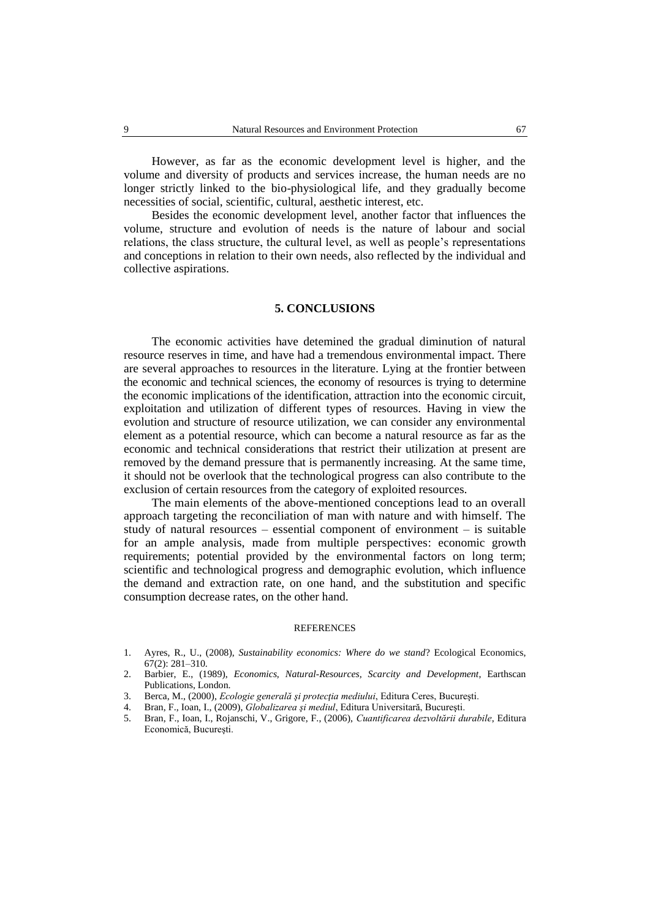However, as far as the economic development level is higher, and the volume and diversity of products and services increase, the human needs are no longer strictly linked to the bio-physiological life, and they gradually become necessities of social, scientific, cultural, aesthetic interest, etc.

Besides the economic development level, another factor that influences the volume, structure and evolution of needs is the nature of labour and social relations, the class structure, the cultural level, as well as people's representations and conceptions in relation to their own needs, also reflected by the individual and collective aspirations.

## 5. CONCLUSIONS

The economic activities have detemined the gradual diminution of natural resource reserves in time, and have had a tremendous environmental impact. There are several approaches to resources in the literature. Lying at the frontier between the economic and technical sciences, the economy of resources is trying to determine the economic implications of the identification, attraction into the economic circuit, exploitation and utilization of different types of resources. Having in view the evolution and structure of resource utilization, we can consider any environmental element as a potential resource, which can become a natural resource as far as the economic and technical considerations that restrict their utilization at present are removed by the demand pressure that is permanently increasing. At the same time, it should not be overlook that the technological progress can also contribute to the exclusion of certain resources from the category of exploited resources.

The main elements of the above-mentioned conceptions lead to an overall approach targeting the reconciliation of man with nature and with himself. The study of natural resources – essential component of environment – is suitable for an ample analysis, made from multiple perspectives: economic growth requirements; potential provided by the environmental factors on long term; scientific and technological progress and demographic evolution, which influence the demand and extraction rate, on one hand, and the substitution and specific consumption decrease rates, on the other hand.

### REFERENCES

1. Ayres, R., U., (2008), *Sustainability economics: Where do we stand*? Ecological Economics, 67(2): 281–310.
2. Barbier, E., (1989), *Economics, Natural-Resources, Scarcity and Development*, Earthscan Publications, London.
3. Berca, M., (2000), *Ecologie generală şi protecţia mediului*, Editura Ceres, Bucureşti.
4. Bran, F., Ioan, I., (2009), *Globalizarea şi mediul*, Editura Universitară, București.
5. Bran, F., Ioan, I., Rojanschi, V., Grigore, F., (2006), *Cuantificarea dezvoltării durabile*, Editura Economică, Bucureşti.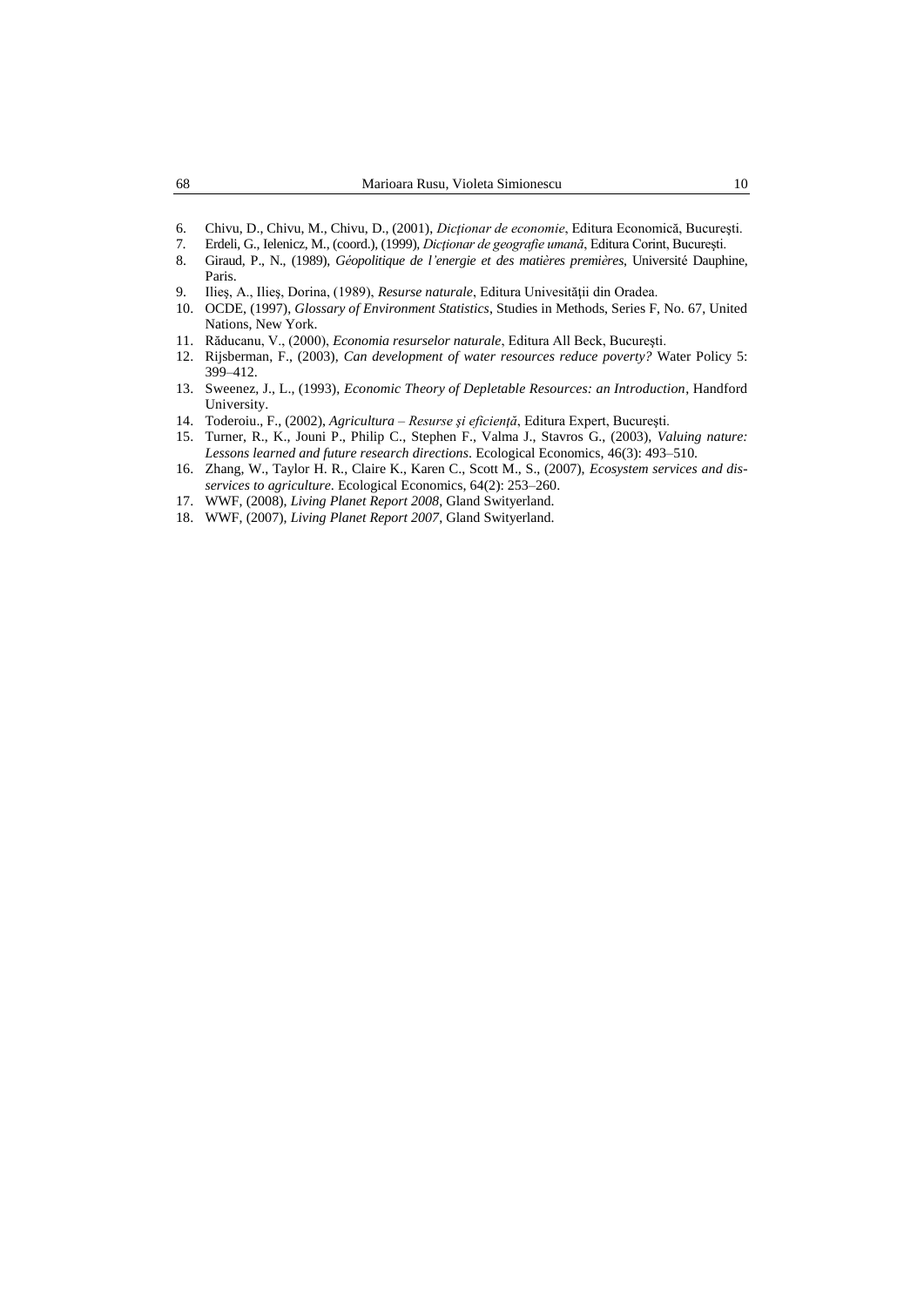6. Chivu, D., Chivu, M., Chivu, D., (2001), *Dicţionar de economie*, Editura Economică, Bucureşti.
7. Erdeli, G., Ielenicz, M., (coord.), (1999), *Dicţionar de geografie umană*, Editura Corint, Bucureşti.
8. Giraud, P., N., (1989), *Géopolitique de l'energie et des matières premières*, Université Dauphine, Paris.
9. Ilieş, A., Ilieş, Dorina, (1989), *Resurse naturale*, Editura Univesităţii din Oradea.
10. OCDE, (1997), *Glossary of Environment Statistics*, Studies in Methods, Series F, No. 67, United Nations, New York.
11. Răducanu, V., (2000), *Economia resurselor naturale*, Editura All Beck, Bucureşti.
12. Rijsberman, F., (2003), *Can development of water resources reduce poverty?* Water Policy 5: 399–412.
13. Sweenez, J., L., (1993), *Economic Theory of Depletable Resources: an Introduction*, Handford University.
14. Toderoiu., F., (2002), *Agricultura – Resurse şi eficienţă*, Editura Expert, Bucureşti.
15. Turner, R., K., Jouni P., Philip C., Stephen F., Valma J., Stavros G., (2003), *Valuing nature: Lessons learned and future research directions*. Ecological Economics, 46(3): 493–510.
16. Zhang, W., Taylor H. R., Claire K., Karen C., Scott M., S., (2007), *Ecosystem services and dis-services to agriculture*. Ecological Economics, 64(2): 253–260.
17. WWF, (2008), *Living Planet Report 2008*, Gland Swityerland.
18. WWF, (2007), *Living Planet Report 2007*, Gland Swityerland.